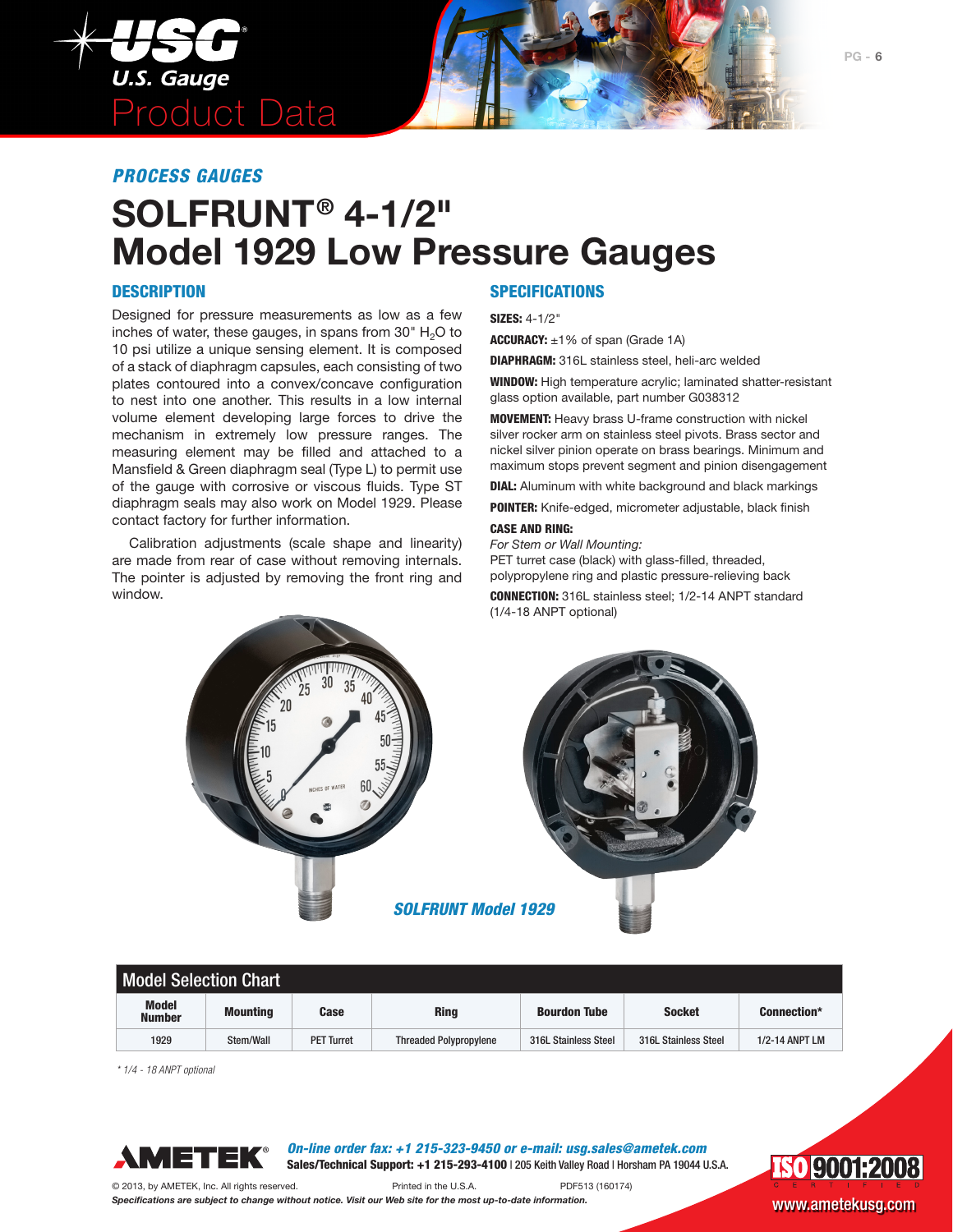# Product Data

## PROCESS GAUGES

# SOLFRUNT® 4-1/2" Model 1929 Low Pressure Gauges

## DESCRIPTION

Designed for pressure measurements as low as a few inches of water, these gauges, in spans from 30" $H_2O$ to 10 psi utilize a unique sensing element. It is composed of a stack of diaphragm capsules, each consisting of two plates contoured into a convex/concave configuration to nest into one another. This results in a low internal volume element developing large forces to drive the mechanism in extremely low pressure ranges. The measuring element may be filled and attached to a Mansfield & Green diaphragm seal (Type L) to permit use of the gauge with corrosive or viscous fluids. Type ST diaphragm seals may also work on Model 1929. Please contact factory for further information.

Calibration adjustments (scale shape and linearity) are made from rear of case without removing internals. The pointer is adjusted by removing the front ring and window.

## SPECIFICATIONS

**SIZES:** 4-1/2"

**ACCURACY:** ±1% of span (Grade 1A)

**DIAPHRAGM:** 316L stainless steel, heli-arc welded

**WINDOW:** High temperature acrylic; laminated shatter-resistant glass option available, part number G038312

**MOVEMENT:** Heavy brass U-frame construction with nickel silver rocker arm on stainless steel pivots. Brass sector and nickel silver pinion operate on brass bearings. Minimum and maximum stops prevent segment and pinion disengagement

**DIAL:** Aluminum with white background and black markings

**POINTER:** Knife-edged, micrometer adjustable, black finish

**CASE AND RING:**
*For Stem or Wall Mounting:*
PET turret case (black) with glass-filled, threaded, polypropylene ring and plastic pressure-relieving back

**CONNECTION:** 316L stainless steel; 1/2-14 ANPT standard (1/4-18 ANPT optional)

*SOLFRUNT Model 1929*

## Model Selection Chart

| Model Number | Mounting | Case | Ring | Bourdon Tube | Socket | Connection* |
|---|---|---|---|---|---|---|
| 1929 | Stem/Wall | PET Turret | Threaded Polypropylene | 316L Stainless Steel | 316L Stainless Steel | 1/2-14 ANPT LM |

*\* 1/4 - 18 ANPT optional*

AMETEK®

***On-line order fax: +1 215-323-9450 or e-mail: usg.sales@ametek.com***
**Sales/Technical Support: +1 215-293-4100** | 205 Keith Valley Road | Horsham PA 19044 U.S.A.

© 2013, by AMETEK, Inc. All rights reserved. Printed in the U.S.A. PDF513 (160174)

***Specifications are subject to change without notice. Visit our Web site for the most up-to-date information.***

ISO 9001:2008 CERTIFIED

www.ametekusg.com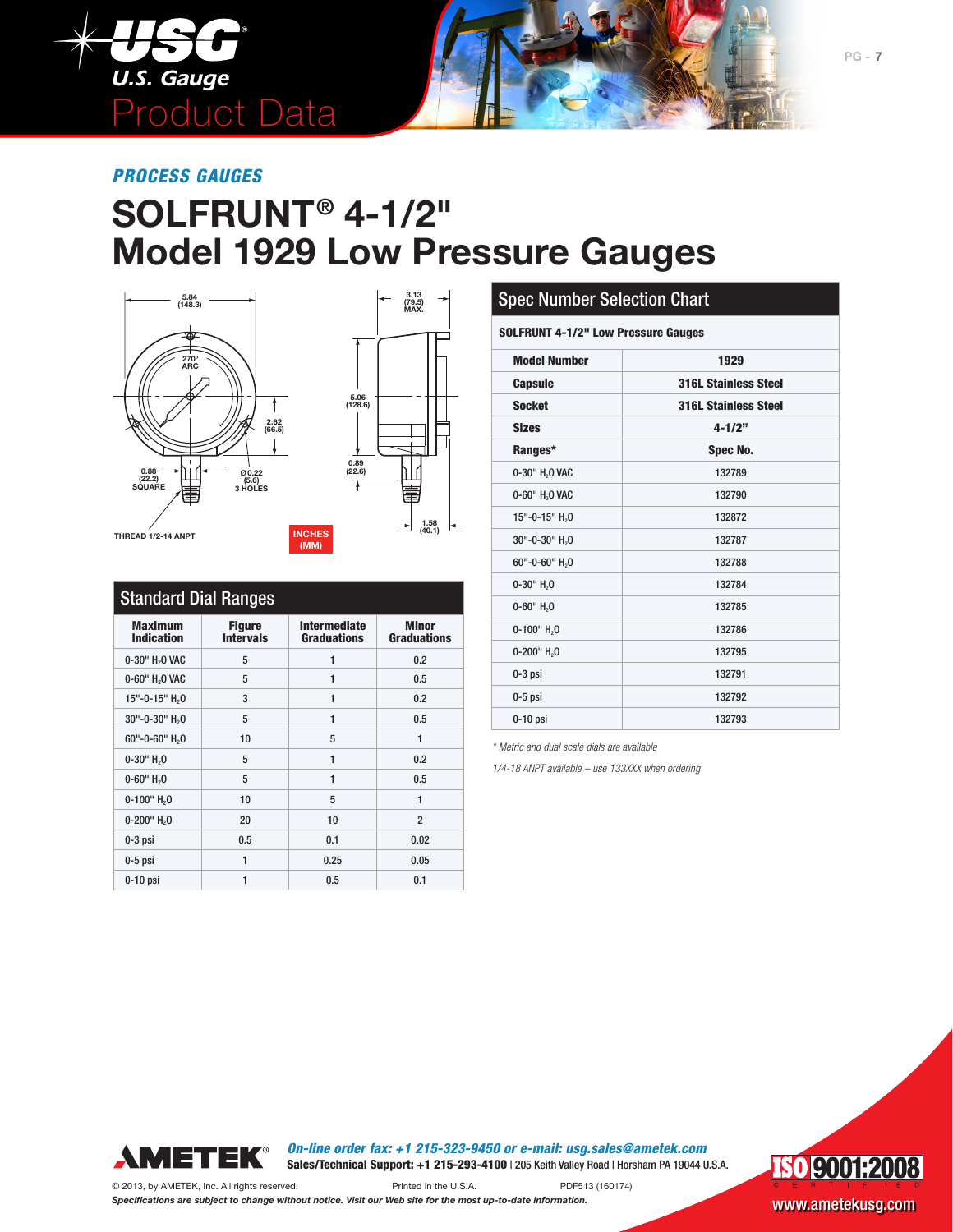*PROCESS GAUGES*

# SOLFRUNT® 4-1/2" Model 1929 Low Pressure Gauges

5.84 (148.3)

270° ARC

2.62 (66.5)

0.88 (22.2) SQUARE

Ø 0.22 (5.6) 3 HOLES

THREAD 1/2-14 ANPT

INCHES (MM)

3.13 (79.5) MAX.

5.06 (128.6)

0.89 (22.6)

1.58 (40.1)

## Standard Dial Ranges

| Maximum Indication | Figure Intervals | Intermediate Graduations | Minor Graduations |
|---|---|---|---|
| 0-30" $H_2O$ VAC | 5 | 1 | 0.2 |
| 0-60" $H_2O$ VAC | 5 | 1 | 0.5 |
| 15"-0-15" $H_2O$ | 3 | 1 | 0.2 |
| 30"-0-30" $H_2O$ | 5 | 1 | 0.5 |
| 60"-0-60" $H_2O$ | 10 | 5 | 1 |
| 0-30" $H_2O$ | 5 | 1 | 0.2 |
| 0-60" $H_2O$ | 5 | 1 | 0.5 |
| 0-100" $H_2O$ | 10 | 5 | 1 |
| 0-200" $H_2O$ | 20 | 10 | 2 |
| 0-3 psi | 0.5 | 0.1 | 0.02 |
| 0-5 psi | 1 | 0.25 | 0.05 |
| 0-10 psi | 1 | 0.5 | 0.1 |

## Spec Number Selection Chart

**SOLFRUNT 4-1/2" Low Pressure Gauges**

| Model Number | 1929 |
|---|---|
| **Capsule** | **316L Stainless Steel** |
| **Socket** | **316L Stainless Steel** |
| **Sizes** | **4-1/2"** |
| **Ranges*** | **Spec No.** |
| 0-30" $H_2O$ VAC | 132789 |
| 0-60" $H_2O$ VAC | 132790 |
| 15"-0-15" $H_2O$ | 132872 |
| 30"-0-30" $H_2O$ | 132787 |
| 60"-0-60" $H_2O$ | 132788 |
| 0-30" $H_2O$ | 132784 |
| 0-60" $H_2O$ | 132785 |
| 0-100" $H_2O$ | 132786 |
| 0-200" $H_2O$ | 132795 |
| 0-3 psi | 132791 |
| 0-5 psi | 132792 |
| 0-10 psi | 132793 |

*\* Metric and dual scale dials are available*

*1/4-18 ANPT available – use 133XXX when ordering*

*On-line order fax: +1 215-323-9450 or e-mail: usg.sales@ametek.com*

**Sales/Technical Support: +1 215-293-4100** | 205 Keith Valley Road | Horsham PA 19044 U.S.A.

© 2013, by AMETEK, Inc. All rights reserved. Printed in the U.S.A. PDF513 (160174)

***Specifications are subject to change without notice. Visit our Web site for the most up-to-date information.***

ISO 9001:2008 CERTIFIED

www.ametekusg.com